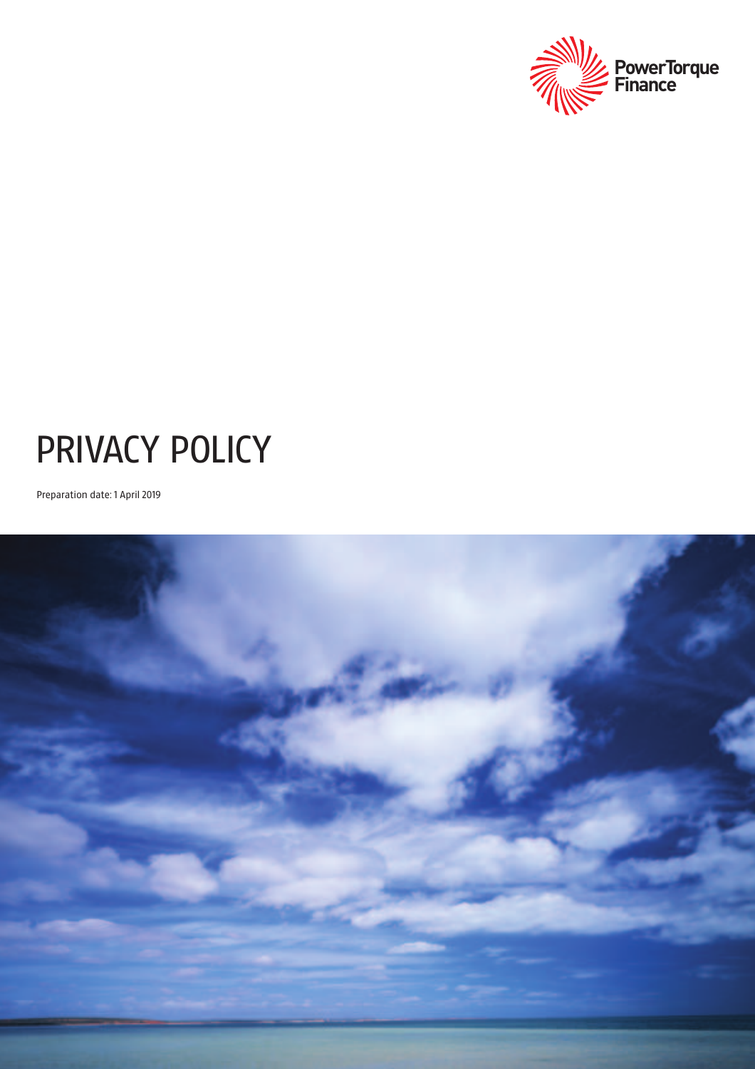PowerTorque Finance

# PRIVACY POLICY

Preparation date: 1 April 2019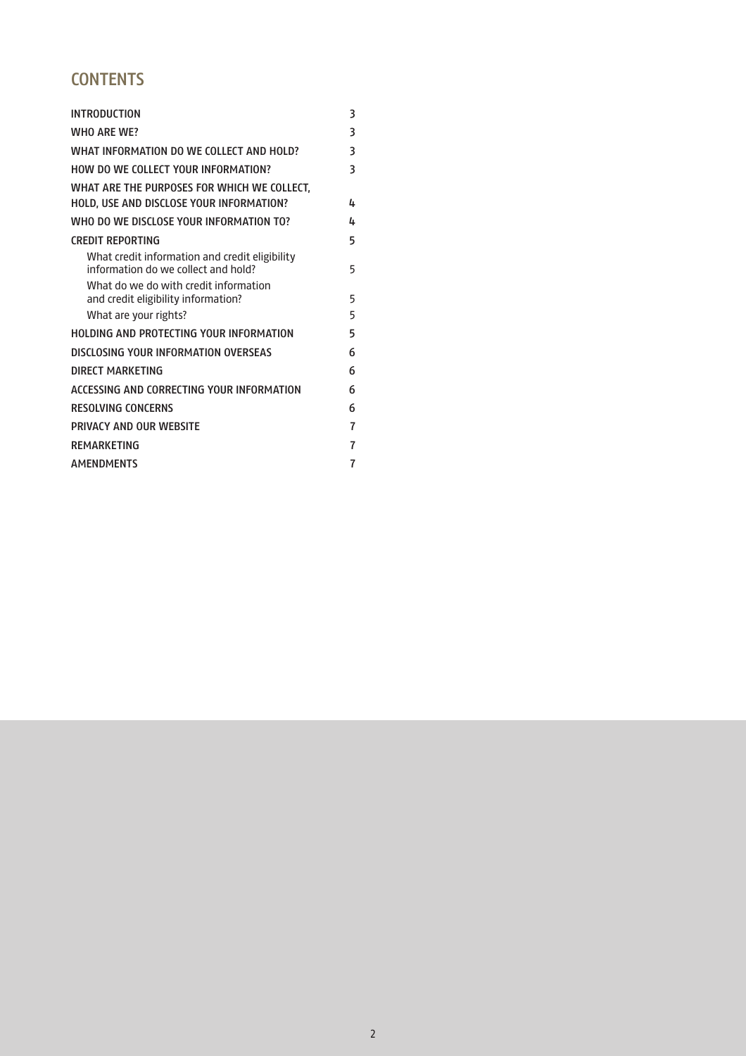# CONTENTS

| | |
|---|---|
| INTRODUCTION | 3 |
| WHO ARE WE? | 3 |
| WHAT INFORMATION DO WE COLLECT AND HOLD? | 3 |
| HOW DO WE COLLECT YOUR INFORMATION? | 3 |
| WHAT ARE THE PURPOSES FOR WHICH WE COLLECT, HOLD, USE AND DISCLOSE YOUR INFORMATION? | 4 |
| WHO DO WE DISCLOSE YOUR INFORMATION TO? | 4 |
| CREDIT REPORTING | 5 |
| What credit information and credit eligibility information do we collect and hold? | 5 |
| What do we do with credit information and credit eligibility information? | 5 |
| What are your rights? | 5 |
| HOLDING AND PROTECTING YOUR INFORMATION | 5 |
| DISCLOSING YOUR INFORMATION OVERSEAS | 6 |
| DIRECT MARKETING | 6 |
| ACCESSING AND CORRECTING YOUR INFORMATION | 6 |
| RESOLVING CONCERNS | 6 |
| PRIVACY AND OUR WEBSITE | 7 |
| REMARKETING | 7 |
| AMENDMENTS | 7 |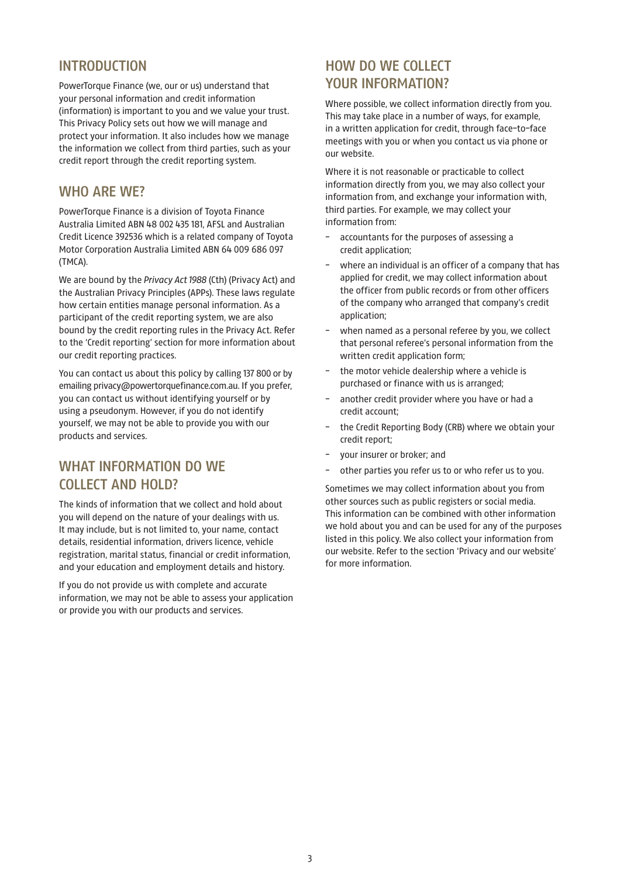## INTRODUCTION

PowerTorque Finance (we, our or us) understand that your personal information and credit information (information) is important to you and we value your trust. This Privacy Policy sets out how we will manage and protect your information. It also includes how we manage the information we collect from third parties, such as your credit report through the credit reporting system.

## WHO ARE WE?

PowerTorque Finance is a division of Toyota Finance Australia Limited ABN 48 002 435 181, AFSL and Australian Credit Licence 392536 which is a related company of Toyota Motor Corporation Australia Limited ABN 64 009 686 097 (TMCA).

We are bound by the *Privacy Act 1988* (Cth) (Privacy Act) and the Australian Privacy Principles (APPs). These laws regulate how certain entities manage personal information. As a participant of the credit reporting system, we are also bound by the credit reporting rules in the Privacy Act. Refer to the 'Credit reporting' section for more information about our credit reporting practices.

You can contact us about this policy by calling 137 800 or by emailing privacy@powertorquefinance.com.au. If you prefer, you can contact us without identifying yourself or by using a pseudonym. However, if you do not identify yourself, we may not be able to provide you with our products and services.

## WHAT INFORMATION DO WE COLLECT AND HOLD?

The kinds of information that we collect and hold about you will depend on the nature of your dealings with us. It may include, but is not limited to, your name, contact details, residential information, drivers licence, vehicle registration, marital status, financial or credit information, and your education and employment details and history.

If you do not provide us with complete and accurate information, we may not be able to assess your application or provide you with our products and services.

## HOW DO WE COLLECT YOUR INFORMATION?

Where possible, we collect information directly from you. This may take place in a number of ways, for example, in a written application for credit, through face-to-face meetings with you or when you contact us via phone or our website.

Where it is not reasonable or practicable to collect information directly from you, we may also collect your information from, and exchange your information with, third parties. For example, we may collect your information from:

- accountants for the purposes of assessing a credit application;
- where an individual is an officer of a company that has applied for credit, we may collect information about the officer from public records or from other officers of the company who arranged that company's credit application;
- when named as a personal referee by you, we collect that personal referee's personal information from the written credit application form;
- the motor vehicle dealership where a vehicle is purchased or finance with us is arranged;
- another credit provider where you have or had a credit account;
- the Credit Reporting Body (CRB) where we obtain your credit report;
- your insurer or broker; and
- other parties you refer us to or who refer us to you.

Sometimes we may collect information about you from other sources such as public registers or social media. This information can be combined with other information we hold about you and can be used for any of the purposes listed in this policy. We also collect your information from our website. Refer to the section 'Privacy and our website' for more information.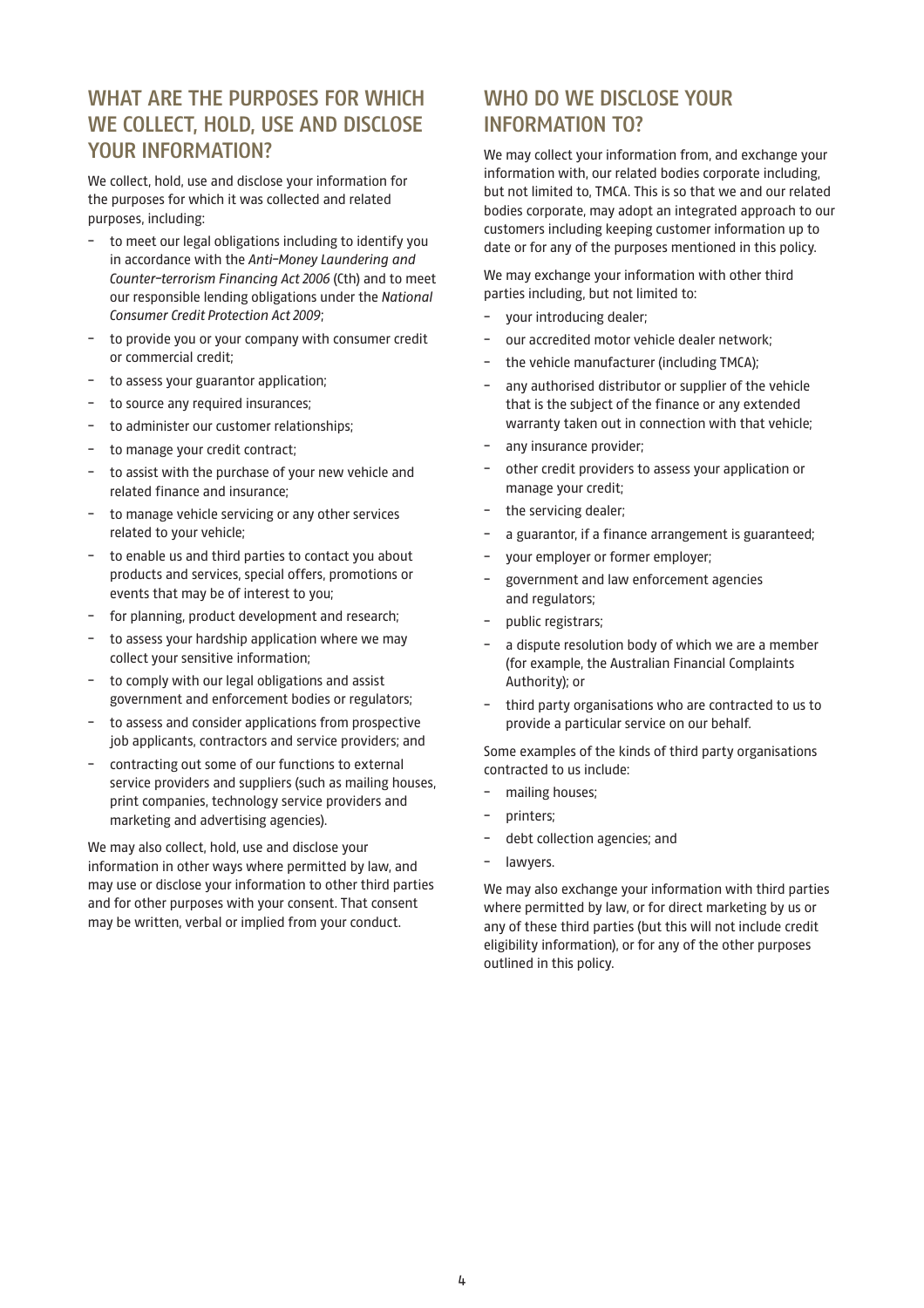## WHAT ARE THE PURPOSES FOR WHICH WE COLLECT, HOLD, USE AND DISCLOSE YOUR INFORMATION?

We collect, hold, use and disclose your information for the purposes for which it was collected and related purposes, including:

- to meet our legal obligations including to identify you in accordance with the *Anti-Money Laundering and Counter-terrorism Financing Act 2006* (Cth) and to meet our responsible lending obligations under the *National Consumer Credit Protection Act 2009*;
- to provide you or your company with consumer credit or commercial credit;
- to assess your guarantor application;
- to source any required insurances;
- to administer our customer relationships;
- to manage your credit contract;
- to assist with the purchase of your new vehicle and related finance and insurance;
- to manage vehicle servicing or any other services related to your vehicle;
- to enable us and third parties to contact you about products and services, special offers, promotions or events that may be of interest to you;
- for planning, product development and research;
- to assess your hardship application where we may collect your sensitive information;
- to comply with our legal obligations and assist government and enforcement bodies or regulators;
- to assess and consider applications from prospective job applicants, contractors and service providers; and
- contracting out some of our functions to external service providers and suppliers (such as mailing houses, print companies, technology service providers and marketing and advertising agencies).

We may also collect, hold, use and disclose your information in other ways where permitted by law, and may use or disclose your information to other third parties and for other purposes with your consent. That consent may be written, verbal or implied from your conduct.

## WHO DO WE DISCLOSE YOUR INFORMATION TO?

We may collect your information from, and exchange your information with, our related bodies corporate including, but not limited to, TMCA. This is so that we and our related bodies corporate, may adopt an integrated approach to our customers including keeping customer information up to date or for any of the purposes mentioned in this policy.

We may exchange your information with other third parties including, but not limited to:

- your introducing dealer;
- our accredited motor vehicle dealer network;
- the vehicle manufacturer (including TMCA);
- any authorised distributor or supplier of the vehicle that is the subject of the finance or any extended warranty taken out in connection with that vehicle;
- any insurance provider;
- other credit providers to assess your application or manage your credit;
- the servicing dealer;
- a guarantor, if a finance arrangement is guaranteed;
- your employer or former employer;
- government and law enforcement agencies and regulators;
- public registrars;
- a dispute resolution body of which we are a member (for example, the Australian Financial Complaints Authority); or
- third party organisations who are contracted to us to provide a particular service on our behalf.

Some examples of the kinds of third party organisations contracted to us include:

- mailing houses;
- printers;
- debt collection agencies; and
- lawyers.

We may also exchange your information with third parties where permitted by law, or for direct marketing by us or any of these third parties (but this will not include credit eligibility information), or for any of the other purposes outlined in this policy.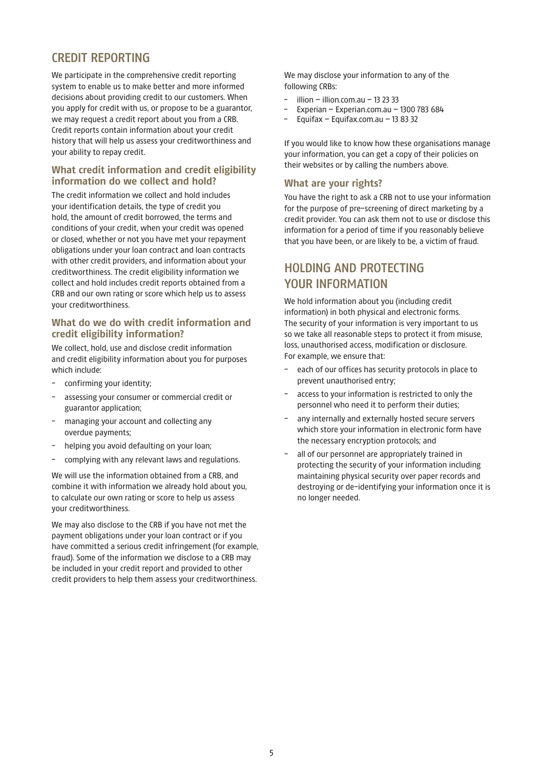## CREDIT REPORTING

We participate in the comprehensive credit reporting system to enable us to make better and more informed decisions about providing credit to our customers. When you apply for credit with us, or propose to be a guarantor, we may request a credit report about you from a CRB. Credit reports contain information about your credit history that will help us assess your creditworthiness and your ability to repay credit.

### What credit information and credit eligibility information do we collect and hold?

The credit information we collect and hold includes your identification details, the type of credit you hold, the amount of credit borrowed, the terms and conditions of your credit, when your credit was opened or closed, whether or not you have met your repayment obligations under your loan contract and loan contracts with other credit providers, and information about your creditworthiness. The credit eligibility information we collect and hold includes credit reports obtained from a CRB and our own rating or score which help us to assess your creditworthiness.

### What do we do with credit information and credit eligibility information?

We collect, hold, use and disclose credit information and credit eligibility information about you for purposes which include:

- confirming your identity;
- assessing your consumer or commercial credit or guarantor application;
- managing your account and collecting any overdue payments;
- helping you avoid defaulting on your loan;
- complying with any relevant laws and regulations.

We will use the information obtained from a CRB, and combine it with information we already hold about you, to calculate our own rating or score to help us assess your creditworthiness.

We may also disclose to the CRB if you have not met the payment obligations under your loan contract or if you have committed a serious credit infringement (for example, fraud). Some of the information we disclose to a CRB may be included in your credit report and provided to other credit providers to help them assess your creditworthiness.

We may disclose your information to any of the following CRBs:

- illion – illion.com.au – 13 23 33
- Experian – Experian.com.au – 1300 783 684
- Equifax – Equifax.com.au – 13 83 32

If you would like to know how these organisations manage your information, you can get a copy of their policies on their websites or by calling the numbers above.

### What are your rights?

You have the right to ask a CRB not to use your information for the purpose of pre-screening of direct marketing by a credit provider. You can ask them not to use or disclose this information for a period of time if you reasonably believe that you have been, or are likely to be, a victim of fraud.

## HOLDING AND PROTECTING YOUR INFORMATION

We hold information about you (including credit information) in both physical and electronic forms. The security of your information is very important to us so we take all reasonable steps to protect it from misuse, loss, unauthorised access, modification or disclosure. For example, we ensure that:

- each of our offices has security protocols in place to prevent unauthorised entry;
- access to your information is restricted to only the personnel who need it to perform their duties;
- any internally and externally hosted secure servers which store your information in electronic form have the necessary encryption protocols; and
- all of our personnel are appropriately trained in protecting the security of your information including maintaining physical security over paper records and destroying or de-identifying your information once it is no longer needed.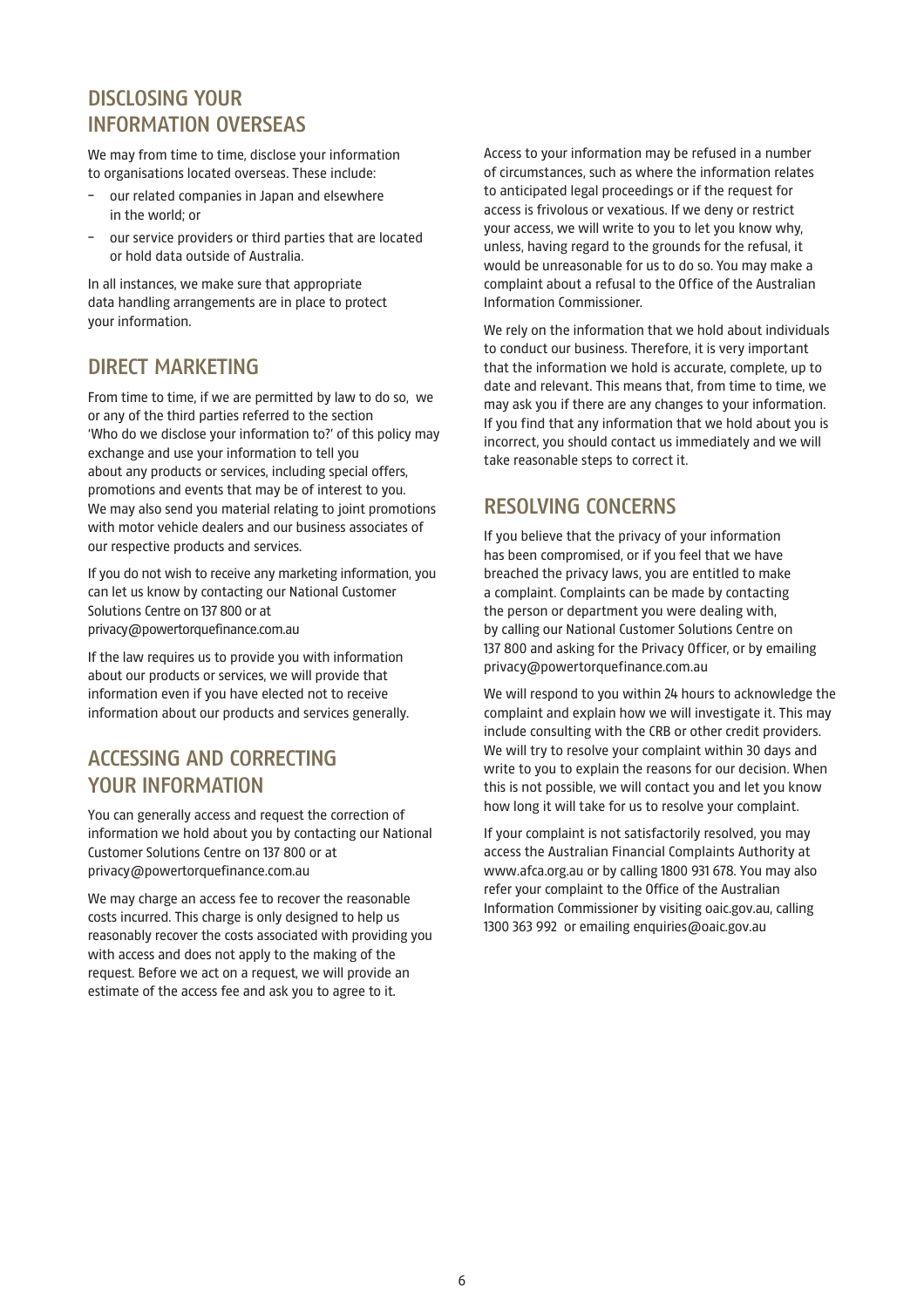## DISCLOSING YOUR INFORMATION OVERSEAS

We may from time to time, disclose your information to organisations located overseas. These include:

- our related companies in Japan and elsewhere in the world; or
- our service providers or third parties that are located or hold data outside of Australia.

In all instances, we make sure that appropriate data handling arrangements are in place to protect your information.

## DIRECT MARKETING

From time to time, if we are permitted by law to do so, we or any of the third parties referred to the section 'Who do we disclose your information to?' of this policy may exchange and use your information to tell you about any products or services, including special offers, promotions and events that may be of interest to you. We may also send you material relating to joint promotions with motor vehicle dealers and our business associates of our respective products and services.

If you do not wish to receive any marketing information, you can let us know by contacting our National Customer Solutions Centre on 137 800 or at privacy@powertorquefinance.com.au

If the law requires us to provide you with information about our products or services, we will provide that information even if you have elected not to receive information about our products and services generally.

## ACCESSING AND CORRECTING YOUR INFORMATION

You can generally access and request the correction of information we hold about you by contacting our National Customer Solutions Centre on 137 800 or at privacy@powertorquefinance.com.au

We may charge an access fee to recover the reasonable costs incurred. This charge is only designed to help us reasonably recover the costs associated with providing you with access and does not apply to the making of the request. Before we act on a request, we will provide an estimate of the access fee and ask you to agree to it.

Access to your information may be refused in a number of circumstances, such as where the information relates to anticipated legal proceedings or if the request for access is frivolous or vexatious. If we deny or restrict your access, we will write to you to let you know why, unless, having regard to the grounds for the refusal, it would be unreasonable for us to do so. You may make a complaint about a refusal to the Office of the Australian Information Commissioner.

We rely on the information that we hold about individuals to conduct our business. Therefore, it is very important that the information we hold is accurate, complete, up to date and relevant. This means that, from time to time, we may ask you if there are any changes to your information. If you find that any information that we hold about you is incorrect, you should contact us immediately and we will take reasonable steps to correct it.

## RESOLVING CONCERNS

If you believe that the privacy of your information has been compromised, or if you feel that we have breached the privacy laws, you are entitled to make a complaint. Complaints can be made by contacting the person or department you were dealing with, by calling our National Customer Solutions Centre on 137 800 and asking for the Privacy Officer, or by emailing privacy@powertorquefinance.com.au

We will respond to you within 24 hours to acknowledge the complaint and explain how we will investigate it. This may include consulting with the CRB or other credit providers. We will try to resolve your complaint within 30 days and write to you to explain the reasons for our decision. When this is not possible, we will contact you and let you know how long it will take for us to resolve your complaint.

If your complaint is not satisfactorily resolved, you may access the Australian Financial Complaints Authority at www.afca.org.au or by calling 1800 931 678. You may also refer your complaint to the Office of the Australian Information Commissioner by visiting oaic.gov.au, calling 1300 363 992 or emailing enquiries@oaic.gov.au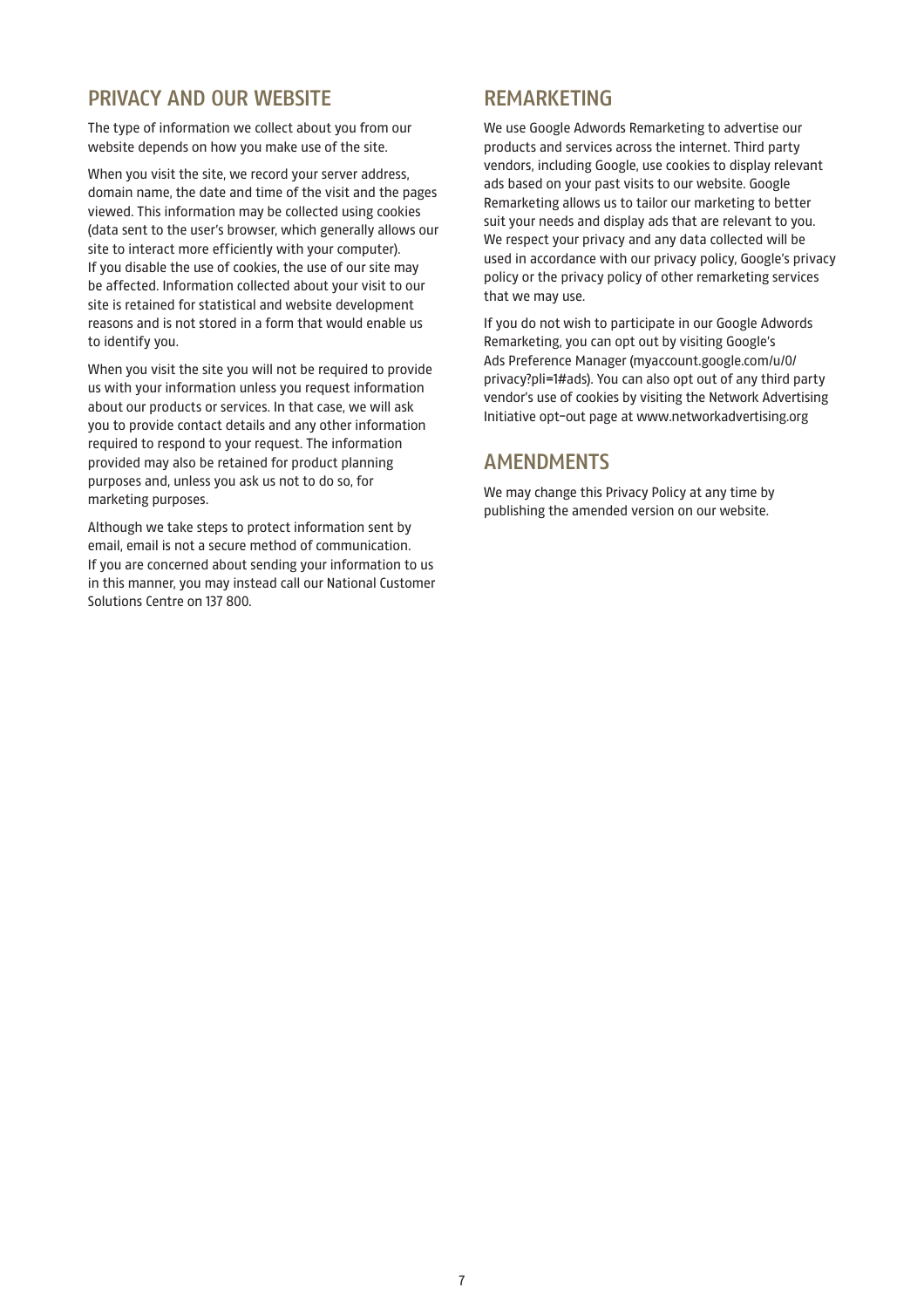## PRIVACY AND OUR WEBSITE

The type of information we collect about you from our website depends on how you make use of the site.

When you visit the site, we record your server address, domain name, the date and time of the visit and the pages viewed. This information may be collected using cookies (data sent to the user's browser, which generally allows our site to interact more efficiently with your computer). If you disable the use of cookies, the use of our site may be affected. Information collected about your visit to our site is retained for statistical and website development reasons and is not stored in a form that would enable us to identify you.

When you visit the site you will not be required to provide us with your information unless you request information about our products or services. In that case, we will ask you to provide contact details and any other information required to respond to your request. The information provided may also be retained for product planning purposes and, unless you ask us not to do so, for marketing purposes.

Although we take steps to protect information sent by email, email is not a secure method of communication. If you are concerned about sending your information to us in this manner, you may instead call our National Customer Solutions Centre on 137 800.

## REMARKETING

We use Google Adwords Remarketing to advertise our products and services across the internet. Third party vendors, including Google, use cookies to display relevant ads based on your past visits to our website. Google Remarketing allows us to tailor our marketing to better suit your needs and display ads that are relevant to you. We respect your privacy and any data collected will be used in accordance with our privacy policy, Google's privacy policy or the privacy policy of other remarketing services that we may use.

If you do not wish to participate in our Google Adwords Remarketing, you can opt out by visiting Google's Ads Preference Manager (myaccount.google.com/u/0/privacy?pli=1#ads). You can also opt out of any third party vendor's use of cookies by visiting the Network Advertising Initiative opt-out page at www.networkadvertising.org

## AMENDMENTS

We may change this Privacy Policy at any time by publishing the amended version on our website.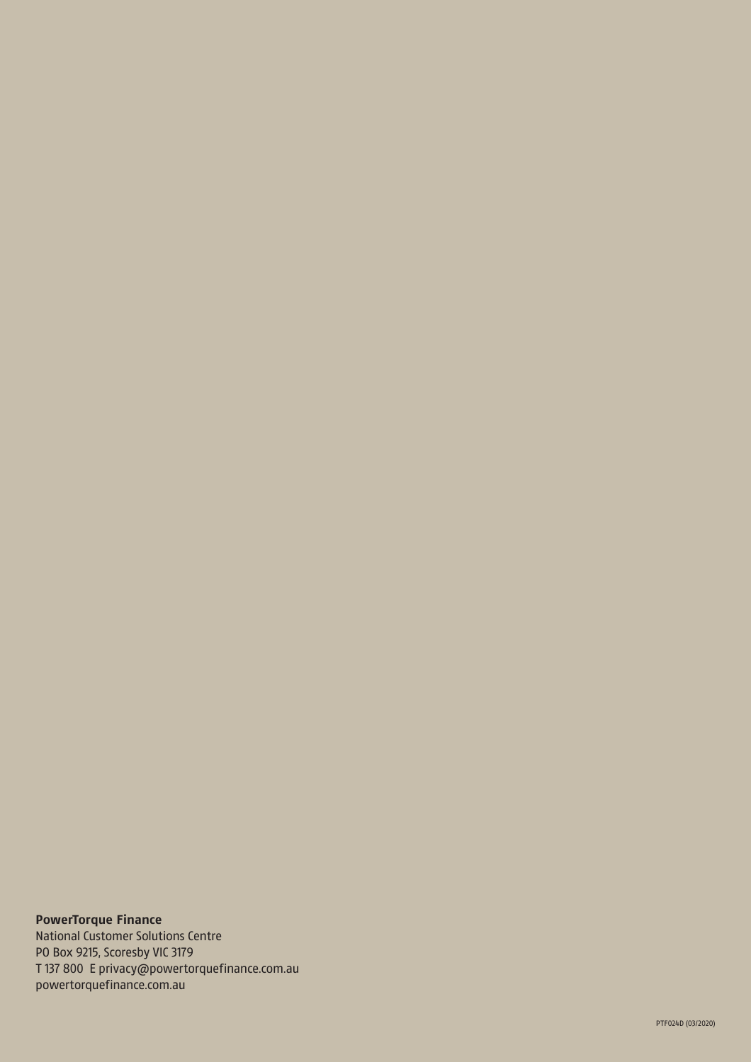**PowerTorque Finance**
National Customer Solutions Centre
PO Box 9215, Scoresby VIC 3179
T 137 800  E privacy@powertorquefinance.com.au
powertorquefinance.com.au

PTF024D (03/2020)